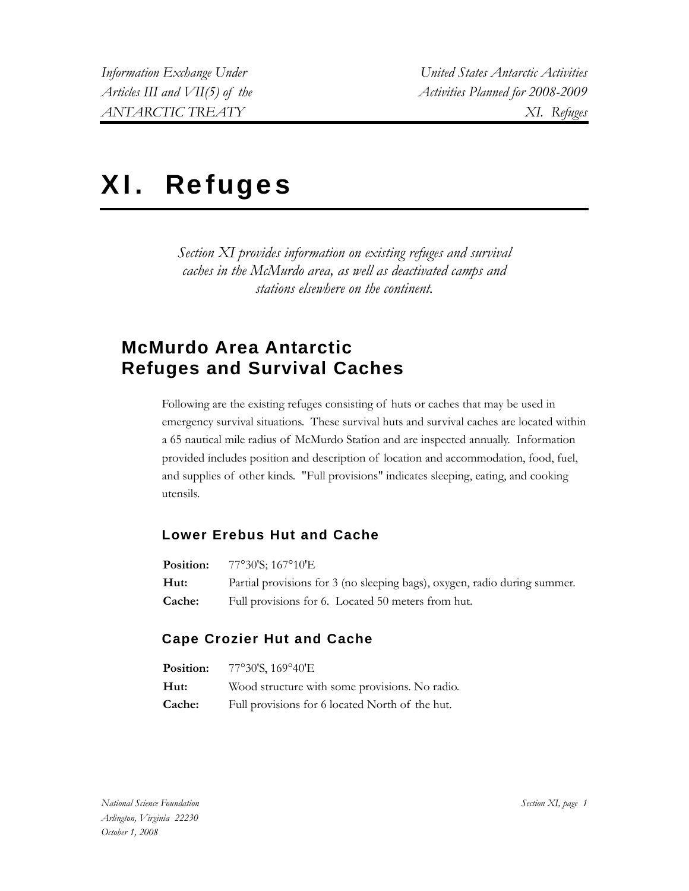# XI. Refuges

*Section XI provides information on existing refuges and survival caches in the McMurdo area, as well as deactivated camps and stations elsewhere on the continent.*

## McMurdo Area Antarctic Refuges and Survival Caches

Following are the existing refuges consisting of huts or caches that may be used in emergency survival situations. These survival huts and survival caches are located within a 65 nautical mile radius of McMurdo Station and are inspected annually. Information provided includes position and description of location and accommodation, food, fuel, and supplies of other kinds. "Full provisions" indicates sleeping, eating, and cooking utensils.

### Lower Erebus Hut and Cache

**Position:** 77°30'S; 167°10'E

**Hut:** Partial provisions for 3 (no sleeping bags), oxygen, radio during summer.

**Cache:** Full provisions for 6. Located 50 meters from hut.

### Cape Crozier Hut and Cache

**Position:** 77°30'S, 169°40'E

**Hut:** Wood structure with some provisions. No radio.

**Cache:** Full provisions for 6 located North of the hut.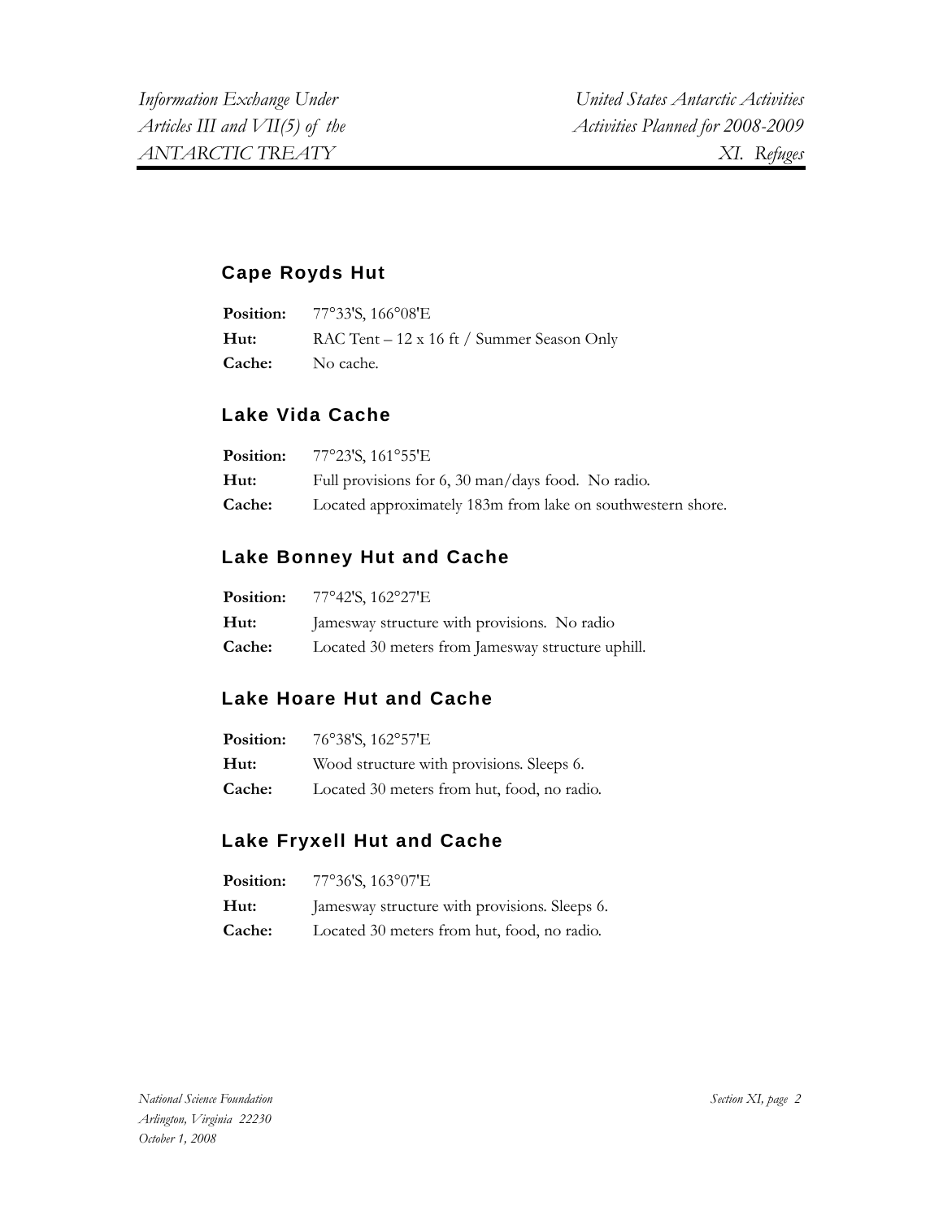## Cape Royds Hut

**Position:** 77°33'S, 166°08'E
**Hut:** RAC Tent – 12 x 16 ft / Summer Season Only
**Cache:** No cache.

## Lake Vida Cache

**Position:** 77°23'S, 161°55'E
**Hut:** Full provisions for 6, 30 man/days food. No radio.
**Cache:** Located approximately 183m from lake on southwestern shore.

## Lake Bonney Hut and Cache

**Position:** 77°42'S, 162°27'E
**Hut:** Jamesway structure with provisions. No radio
**Cache:** Located 30 meters from Jamesway structure uphill.

## Lake Hoare Hut and Cache

**Position:** 76°38'S, 162°57'E
**Hut:** Wood structure with provisions. Sleeps 6.
**Cache:** Located 30 meters from hut, food, no radio.

## Lake Fryxell Hut and Cache

**Position:** 77°36'S, 163°07'E
**Hut:** Jamesway structure with provisions. Sleeps 6.
**Cache:** Located 30 meters from hut, food, no radio.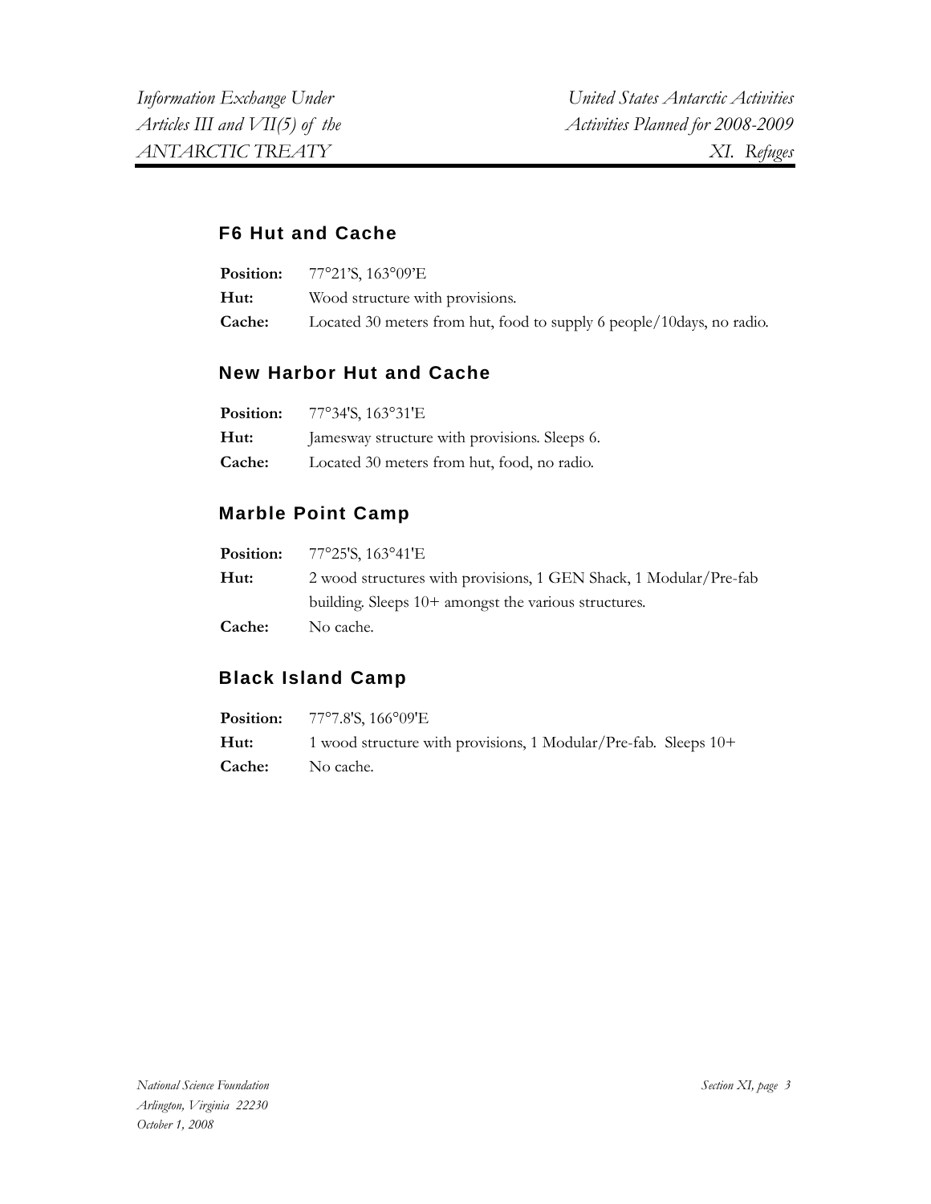## F6 Hut and Cache

**Position:** 77°21'S, 163°09'E
**Hut:** Wood structure with provisions.
**Cache:** Located 30 meters from hut, food to supply 6 people/10days, no radio.

## New Harbor Hut and Cache

**Position:** 77°34'S, 163°31'E
**Hut:** Jamesway structure with provisions. Sleeps 6.
**Cache:** Located 30 meters from hut, food, no radio.

## Marble Point Camp

**Position:** 77°25'S, 163°41'E
**Hut:** 2 wood structures with provisions, 1 GEN Shack, 1 Modular/Pre-fab building. Sleeps 10+ amongst the various structures.
**Cache:** No cache.

## Black Island Camp

**Position:** 77°7.8'S, 166°09'E
**Hut:** 1 wood structure with provisions, 1 Modular/Pre-fab. Sleeps 10+
**Cache:** No cache.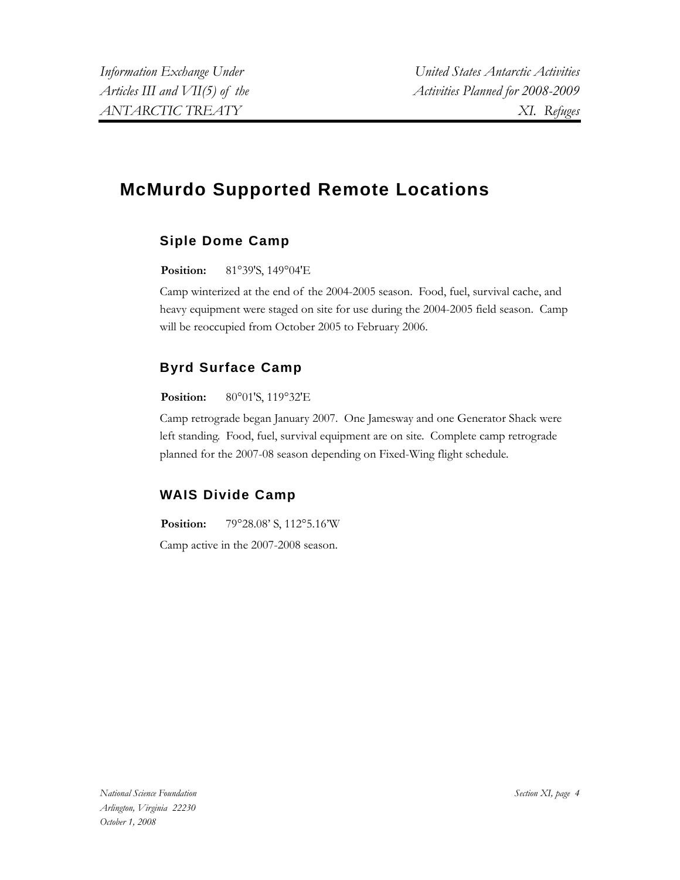# McMurdo Supported Remote Locations

## Siple Dome Camp

**Position:** 81°39'S, 149°04'E

Camp winterized at the end of the 2004-2005 season. Food, fuel, survival cache, and heavy equipment were staged on site for use during the 2004-2005 field season. Camp will be reoccupied from October 2005 to February 2006.

## Byrd Surface Camp

**Position:** 80°01'S, 119°32'E

Camp retrograde began January 2007. One Jamesway and one Generator Shack were left standing. Food, fuel, survival equipment are on site. Complete camp retrograde planned for the 2007-08 season depending on Fixed-Wing flight schedule.

## WAIS Divide Camp

**Position:** 79°28.08' S, 112°5.16'W

Camp active in the 2007-2008 season.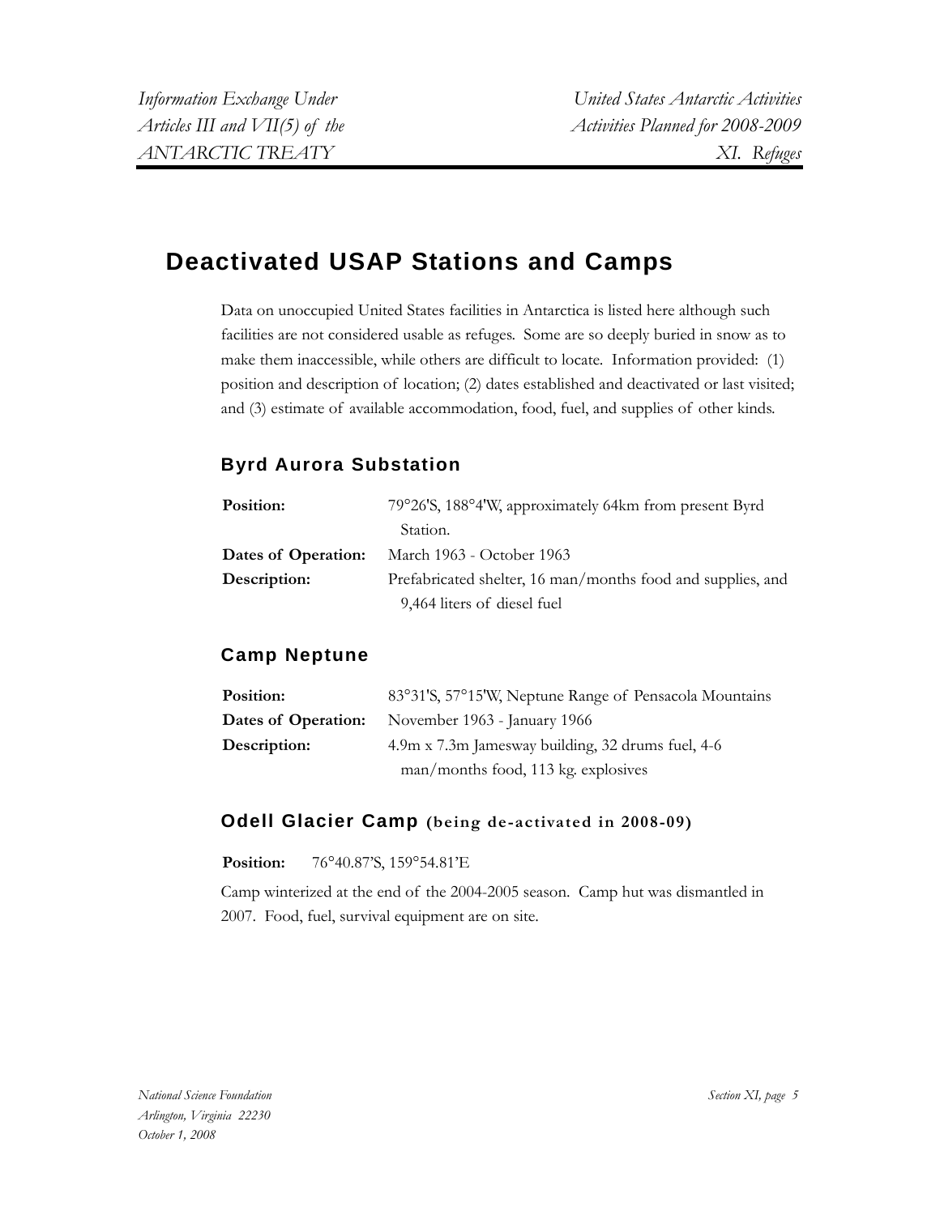# Deactivated USAP Stations and Camps

Data on unoccupied United States facilities in Antarctica is listed here although such facilities are not considered usable as refuges. Some are so deeply buried in snow as to make them inaccessible, while others are difficult to locate. Information provided: (1) position and description of location; (2) dates established and deactivated or last visited; and (3) estimate of available accommodation, food, fuel, and supplies of other kinds.

## Byrd Aurora Substation

| | |
|---|---|
| **Position:** | 79°26'S, 188°4'W, approximately 64km from present Byrd Station. |
| **Dates of Operation:** | March 1963 - October 1963 |
| **Description:** | Prefabricated shelter, 16 man/months food and supplies, and 9,464 liters of diesel fuel |

## Camp Neptune

| | |
|---|---|
| **Position:** | 83°31'S, 57°15'W, Neptune Range of Pensacola Mountains |
| **Dates of Operation:** | November 1963 - January 1966 |
| **Description:** | 4.9m x 7.3m Jamesway building, 32 drums fuel, 4-6 man/months food, 113 kg. explosives |

## Odell Glacier Camp (being de-activated in 2008-09)

**Position:** 76°40.87'S, 159°54.81'E

Camp winterized at the end of the 2004-2005 season. Camp hut was dismantled in 2007. Food, fuel, survival equipment are on site.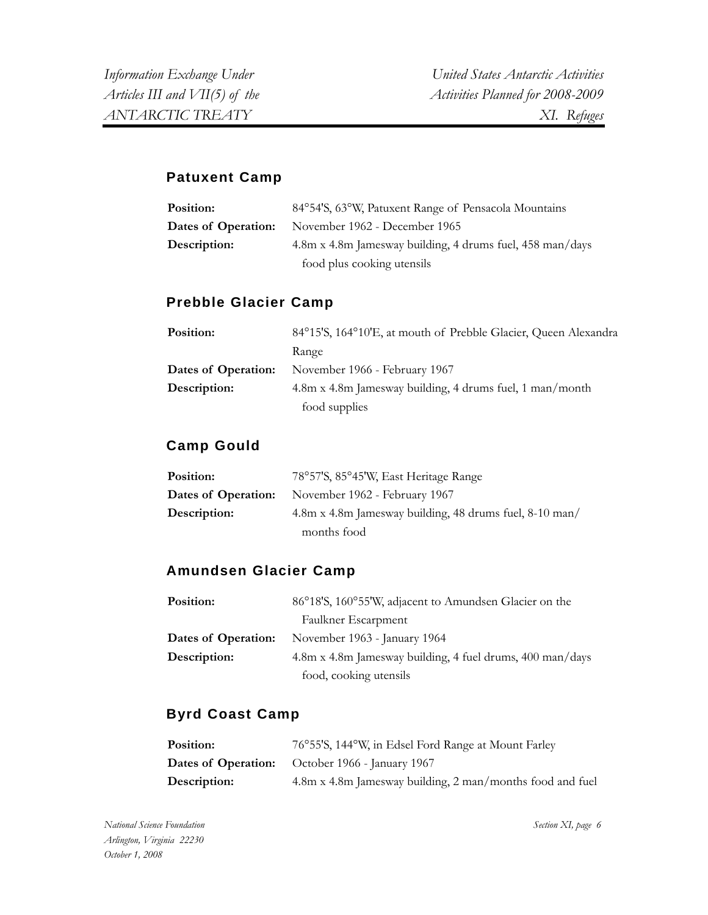## Patuxent Camp

**Position:** 84°54'S, 63°W, Patuxent Range of Pensacola Mountains

**Dates of Operation:** November 1962 - December 1965

**Description:** 4.8m x 4.8m Jamesway building, 4 drums fuel, 458 man/days food plus cooking utensils

## Prebble Glacier Camp

**Position:** 84°15'S, 164°10'E, at mouth of Prebble Glacier, Queen Alexandra Range

**Dates of Operation:** November 1966 - February 1967

**Description:** 4.8m x 4.8m Jamesway building, 4 drums fuel, 1 man/month food supplies

## Camp Gould

**Position:** 78°57'S, 85°45'W, East Heritage Range

**Dates of Operation:** November 1962 - February 1967

**Description:** 4.8m x 4.8m Jamesway building, 48 drums fuel, 8-10 man/months food

## Amundsen Glacier Camp

**Position:** 86°18'S, 160°55'W, adjacent to Amundsen Glacier on the Faulkner Escarpment

**Dates of Operation:** November 1963 - January 1964

**Description:** 4.8m x 4.8m Jamesway building, 4 fuel drums, 400 man/days food, cooking utensils

## Byrd Coast Camp

**Position:** 76°55'S, 144°W, in Edsel Ford Range at Mount Farley

**Dates of Operation:** October 1966 - January 1967

**Description:** 4.8m x 4.8m Jamesway building, 2 man/months food and fuel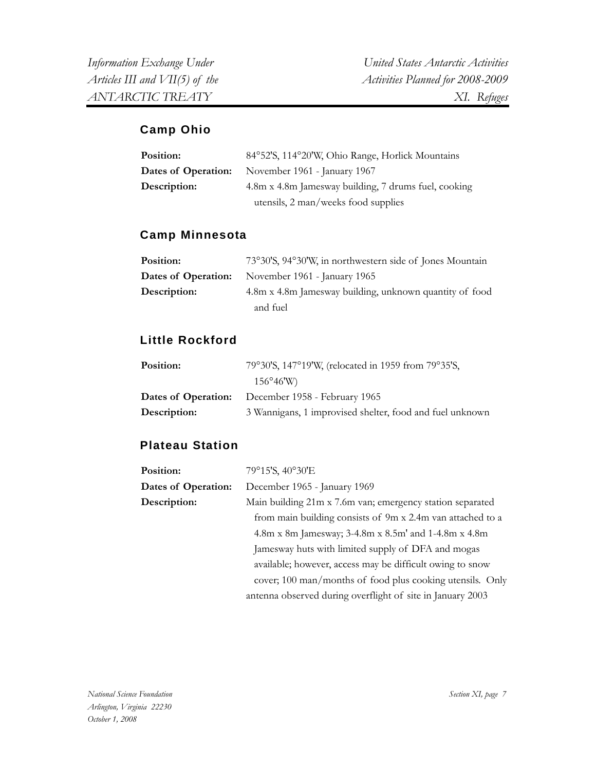## Camp Ohio

| | |
|---|---|
| **Position:** | 84°52'S, 114°20'W, Ohio Range, Horlick Mountains |
| **Dates of Operation:** | November 1961 - January 1967 |
| **Description:** | 4.8m x 4.8m Jamesway building, 7 drums fuel, cooking utensils, 2 man/weeks food supplies |

## Camp Minnesota

| | |
|---|---|
| **Position:** | 73°30'S, 94°30'W, in northwestern side of Jones Mountain |
| **Dates of Operation:** | November 1961 - January 1965 |
| **Description:** | 4.8m x 4.8m Jamesway building, unknown quantity of food and fuel |

## Little Rockford

| | |
|---|---|
| **Position:** | 79°30'S, 147°19'W, (relocated in 1959 from 79°35'S, 156°46'W) |
| **Dates of Operation:** | December 1958 - February 1965 |
| **Description:** | 3 Wannigans, 1 improvised shelter, food and fuel unknown |

## Plateau Station

| | |
|---|---|
| **Position:** | 79°15'S, 40°30'E |
| **Dates of Operation:** | December 1965 - January 1969 |
| **Description:** | Main building 21m x 7.6m van; emergency station separated from main building consists of 9m x 2.4m van attached to a 4.8m x 8m Jamesway; 3-4.8m x 8.5m' and 1-4.8m x 4.8m Jamesway huts with limited supply of DFA and mogas available; however, access may be difficult owing to snow cover; 100 man/months of food plus cooking utensils. Only antenna observed during overflight of site in January 2003 |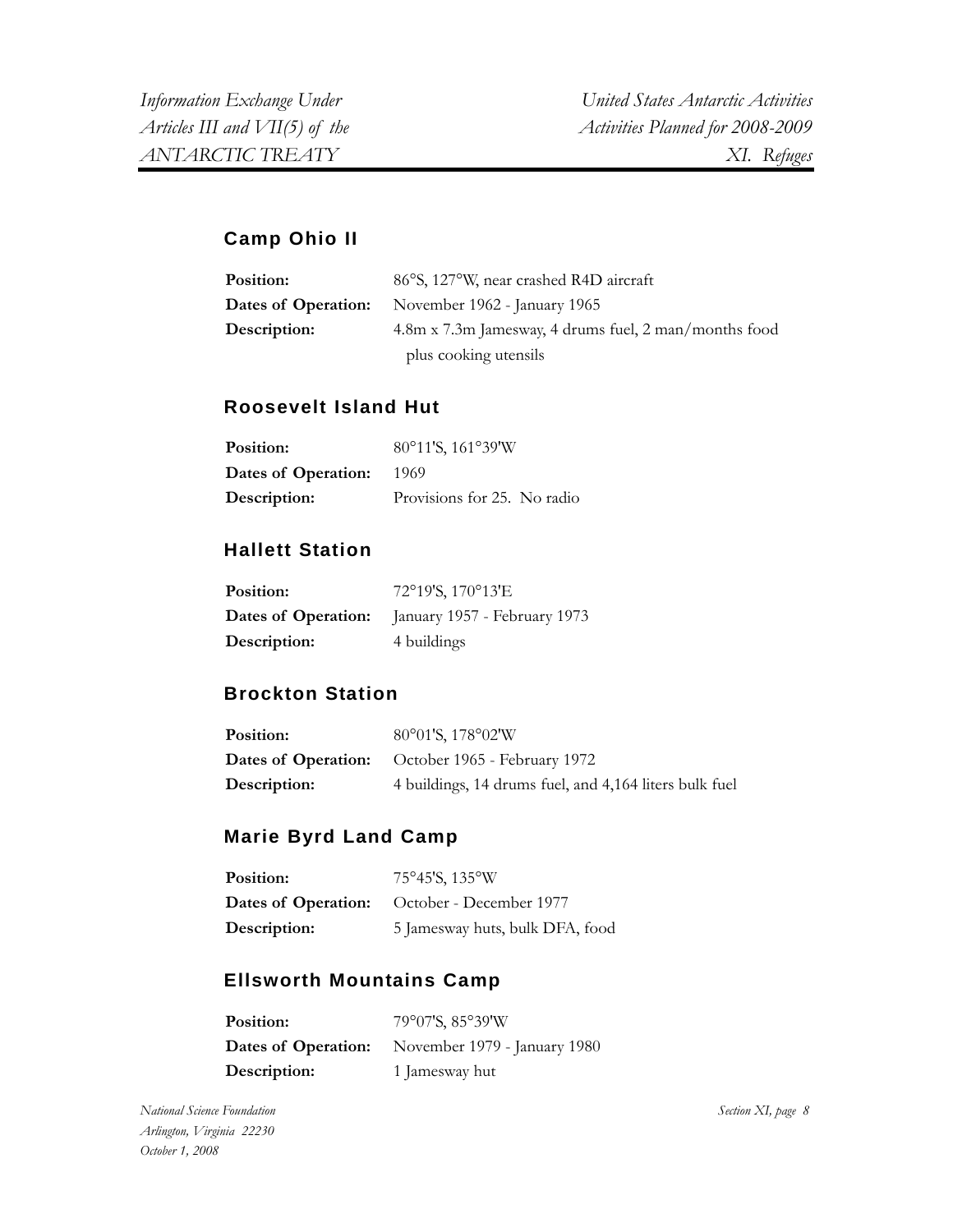## Camp Ohio II

**Position:** 86°S, 127°W, near crashed R4D aircraft
**Dates of Operation:** November 1962 - January 1965
**Description:** 4.8m x 7.3m Jamesway, 4 drums fuel, 2 man/months food plus cooking utensils

## Roosevelt Island Hut

**Position:** 80°11'S, 161°39'W
**Dates of Operation:** 1969
**Description:** Provisions for 25. No radio

## Hallett Station

**Position:** 72°19'S, 170°13'E
**Dates of Operation:** January 1957 - February 1973
**Description:** 4 buildings

## Brockton Station

**Position:** 80°01'S, 178°02'W
**Dates of Operation:** October 1965 - February 1972
**Description:** 4 buildings, 14 drums fuel, and 4,164 liters bulk fuel

## Marie Byrd Land Camp

**Position:** 75°45'S, 135°W
**Dates of Operation:** October - December 1977
**Description:** 5 Jamesway huts, bulk DFA, food

## Ellsworth Mountains Camp

**Position:** 79°07'S, 85°39'W
**Dates of Operation:** November 1979 - January 1980
**Description:** 1 Jamesway hut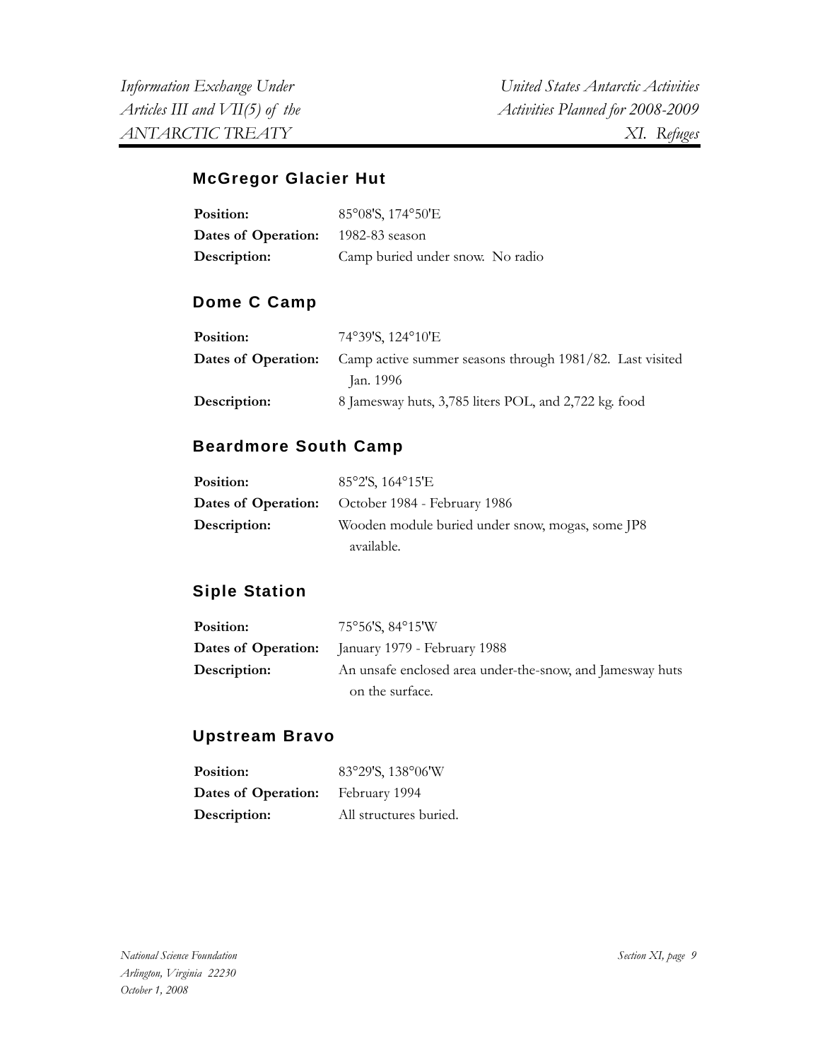## McGregor Glacier Hut

| | |
|---|---|
| **Position:** | 85°08'S, 174°50'E |
| **Dates of Operation:** | 1982-83 season |
| **Description:** | Camp buried under snow. No radio |

## Dome C Camp

| | |
|---|---|
| **Position:** | 74°39'S, 124°10'E |
| **Dates of Operation:** | Camp active summer seasons through 1981/82. Last visited Jan. 1996 |
| **Description:** | 8 Jamesway huts, 3,785 liters POL, and 2,722 kg. food |

## Beardmore South Camp

| | |
|---|---|
| **Position:** | 85°2'S, 164°15'E |
| **Dates of Operation:** | October 1984 - February 1986 |
| **Description:** | Wooden module buried under snow, mogas, some JP8 available. |

## Siple Station

| | |
|---|---|
| **Position:** | 75°56'S, 84°15'W |
| **Dates of Operation:** | January 1979 - February 1988 |
| **Description:** | An unsafe enclosed area under-the-snow, and Jamesway huts on the surface. |

## Upstream Bravo

| | |
|---|---|
| **Position:** | 83°29'S, 138°06'W |
| **Dates of Operation:** | February 1994 |
| **Description:** | All structures buried. |